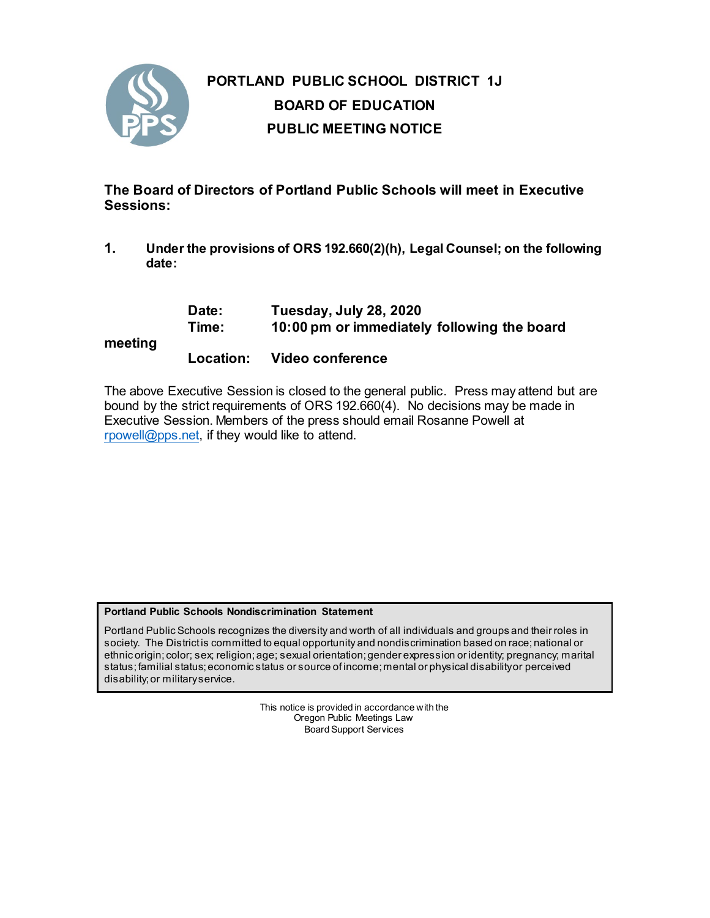# PORTLAND PUBLIC SCHOOL DISTRICT 1J
## BOARD OF EDUCATION
## PUBLIC MEETING NOTICE

**The Board of Directors of Portland Public Schools will meet in Executive Sessions:**

1. **Under the provisions of ORS 192.660(2)(h), Legal Counsel; on the following date:**

   **Date:** **Tuesday, July 28, 2020**
   **Time:** **10:00 pm or immediately following the board meeting**
   **Location:** **Video conference**

The above Executive Session is closed to the general public. Press may attend but are bound by the strict requirements of ORS 192.660(4). No decisions may be made in Executive Session. Members of the press should email Rosanne Powell at rpowell@pps.net, if they would like to attend.

**Portland Public Schools Nondiscrimination Statement**

Portland Public Schools recognizes the diversity and worth of all individuals and groups and their roles in society. The District is committed to equal opportunity and nondiscrimination based on race; national or ethnic origin; color; sex; religion; age; sexual orientation; gender expression or identity; pregnancy; marital status; familial status; economic status or source of income; mental or physical disability or perceived disability; or military service.

This notice is provided in accordance with the
Oregon Public Meetings Law
Board Support Services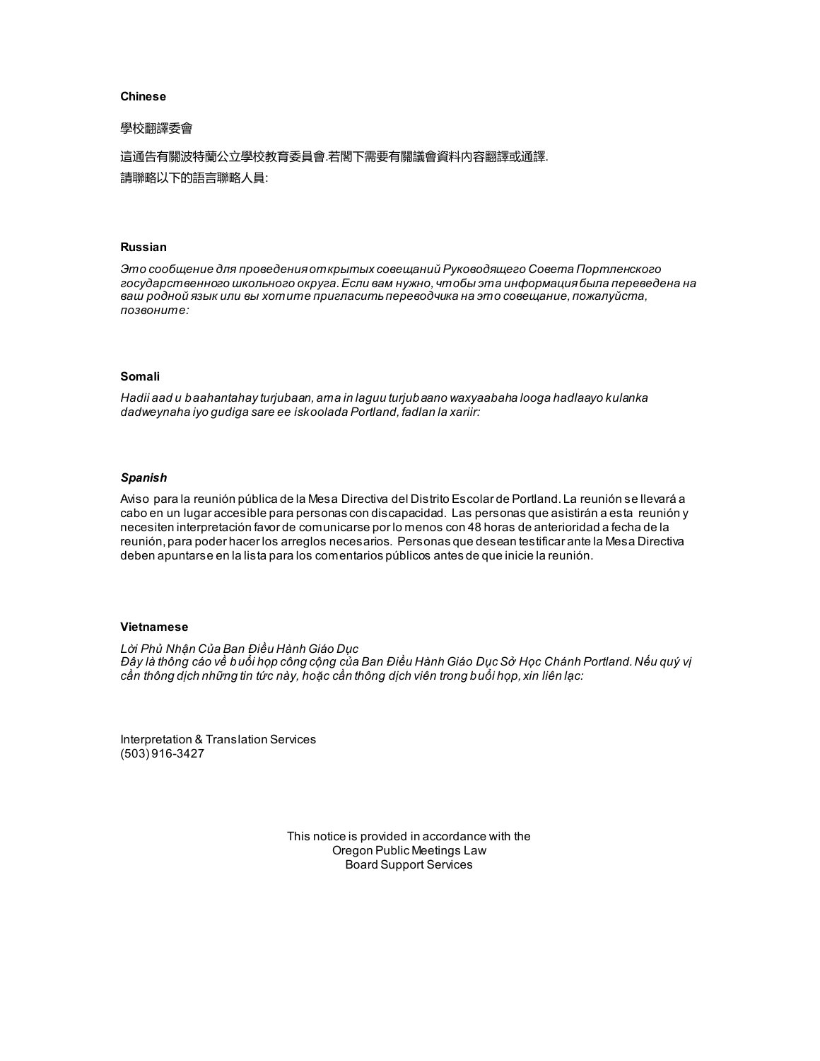**Chinese**

學校翻譯委會

這通告有關波特蘭公立學校教育委員會.若閣下需要有關議會資料內容翻譯或通譯.

請聯略以下的語言聯略人員:

**Russian**

*Это сообщение для проведения открытых совещаний Руководящего Совета Портленского государственного школьного округа. Если вам нужно, чтобы эта информация была переведена на ваш родной язык или вы хотите пригласить переводчика на это совещание, пожалуйста, позвоните:*

**Somali**

*Hadii aad u baahantahay turjubaan, ama in laguu turjubaano waxyaabaha looga hadlaayo kulanka dadweynaha iyo gudiga sare ee iskoolada Portland, fadlan la xariir:*

***Spanish***

Aviso para la reunión pública de la Mesa Directiva del Distrito Escolar de Portland. La reunión se llevará a cabo en un lugar accesible para personas con discapacidad. Las personas que asistirán a esta reunión y necesiten interpretación favor de comunicarse por lo menos con 48 horas de anterioridad a fecha de la reunión, para poder hacer los arreglos necesarios. Personas que desean testificar ante la Mesa Directiva deben apuntarse en la lista para los comentarios públicos antes de que inicie la reunión.

**Vietnamese**

*Lời Phủ Nhận Của Ban Điều Hành Giáo Dục*
*Đây là thông cáo về buổi họp công cộng của Ban Điều Hành Giáo Dục Sở Học Chánh Portland. Nếu quý vị cần thông dịch những tin tức này, hoặc cần thông dịch viên trong buổi họp, xin liên lạc:*

Interpretation & Translation Services
(503) 916-3427

This notice is provided in accordance with the
Oregon Public Meetings Law
Board Support Services